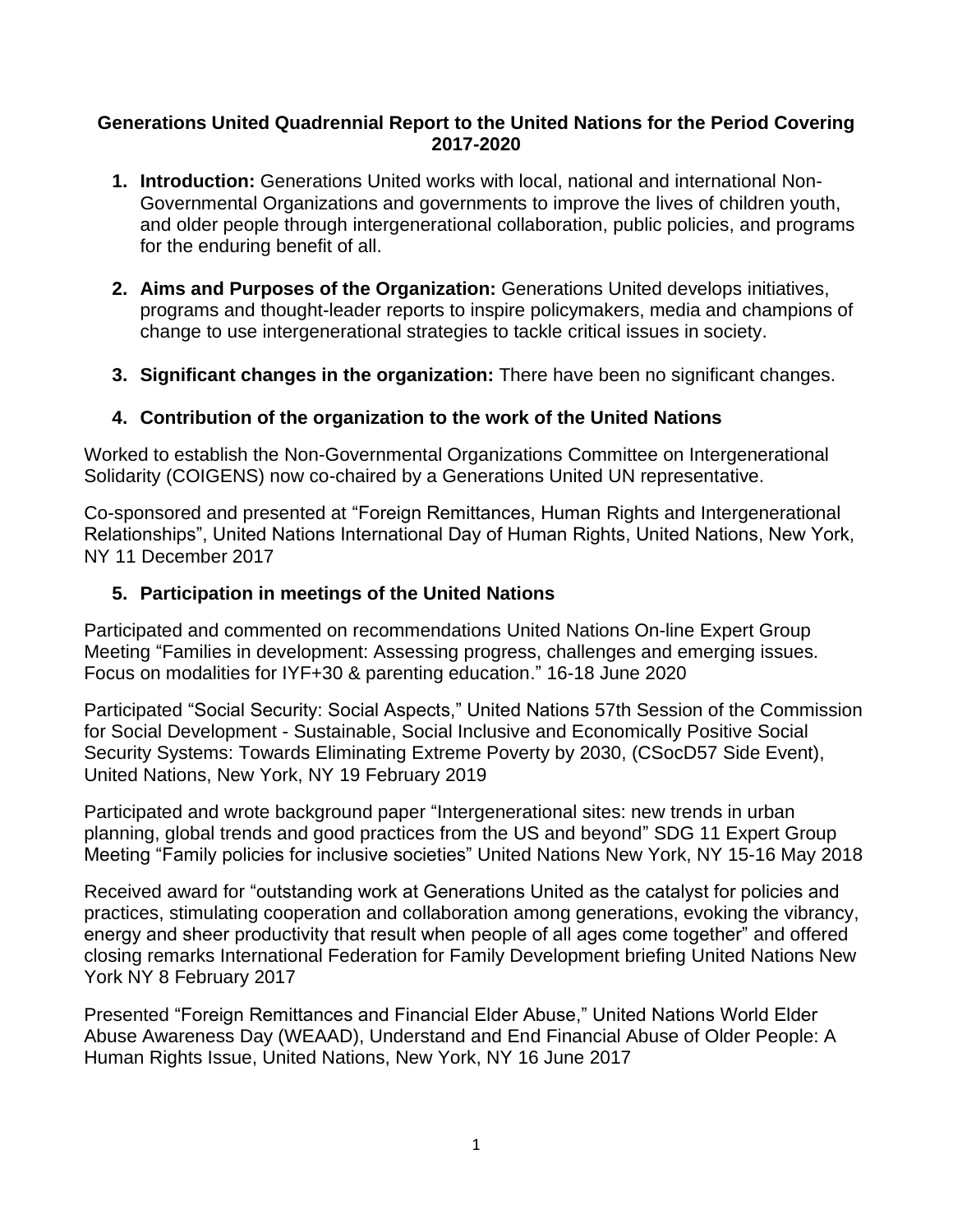# Generations United Quadrennial Report to the United Nations for the Period Covering 2017-2020

1. **Introduction:** Generations United works with local, national and international Non-Governmental Organizations and governments to improve the lives of children youth, and older people through intergenerational collaboration, public policies, and programs for the enduring benefit of all.

2. **Aims and Purposes of the Organization:** Generations United develops initiatives, programs and thought-leader reports to inspire policymakers, media and champions of change to use intergenerational strategies to tackle critical issues in society.

3. **Significant changes in the organization:** There have been no significant changes.

4. **Contribution of the organization to the work of the United Nations**

Worked to establish the Non-Governmental Organizations Committee on Intergenerational Solidarity (COIGENS) now co-chaired by a Generations United UN representative.

Co-sponsored and presented at "Foreign Remittances, Human Rights and Intergenerational Relationships", United Nations International Day of Human Rights, United Nations, New York, NY 11 December 2017

5. **Participation in meetings of the United Nations**

Participated and commented on recommendations United Nations On-line Expert Group Meeting "Families in development: Assessing progress, challenges and emerging issues. Focus on modalities for IYF+30 & parenting education." 16-18 June 2020

Participated "Social Security: Social Aspects," United Nations 57th Session of the Commission for Social Development - Sustainable, Social Inclusive and Economically Positive Social Security Systems: Towards Eliminating Extreme Poverty by 2030, (CSocD57 Side Event), United Nations, New York, NY 19 February 2019

Participated and wrote background paper "Intergenerational sites: new trends in urban planning, global trends and good practices from the US and beyond" SDG 11 Expert Group Meeting "Family policies for inclusive societies" United Nations New York, NY 15-16 May 2018

Received award for "outstanding work at Generations United as the catalyst for policies and practices, stimulating cooperation and collaboration among generations, evoking the vibrancy, energy and sheer productivity that result when people of all ages come together" and offered closing remarks International Federation for Family Development briefing United Nations New York NY 8 February 2017

Presented "Foreign Remittances and Financial Elder Abuse," United Nations World Elder Abuse Awareness Day (WEAAD), Understand and End Financial Abuse of Older People: A Human Rights Issue, United Nations, New York, NY 16 June 2017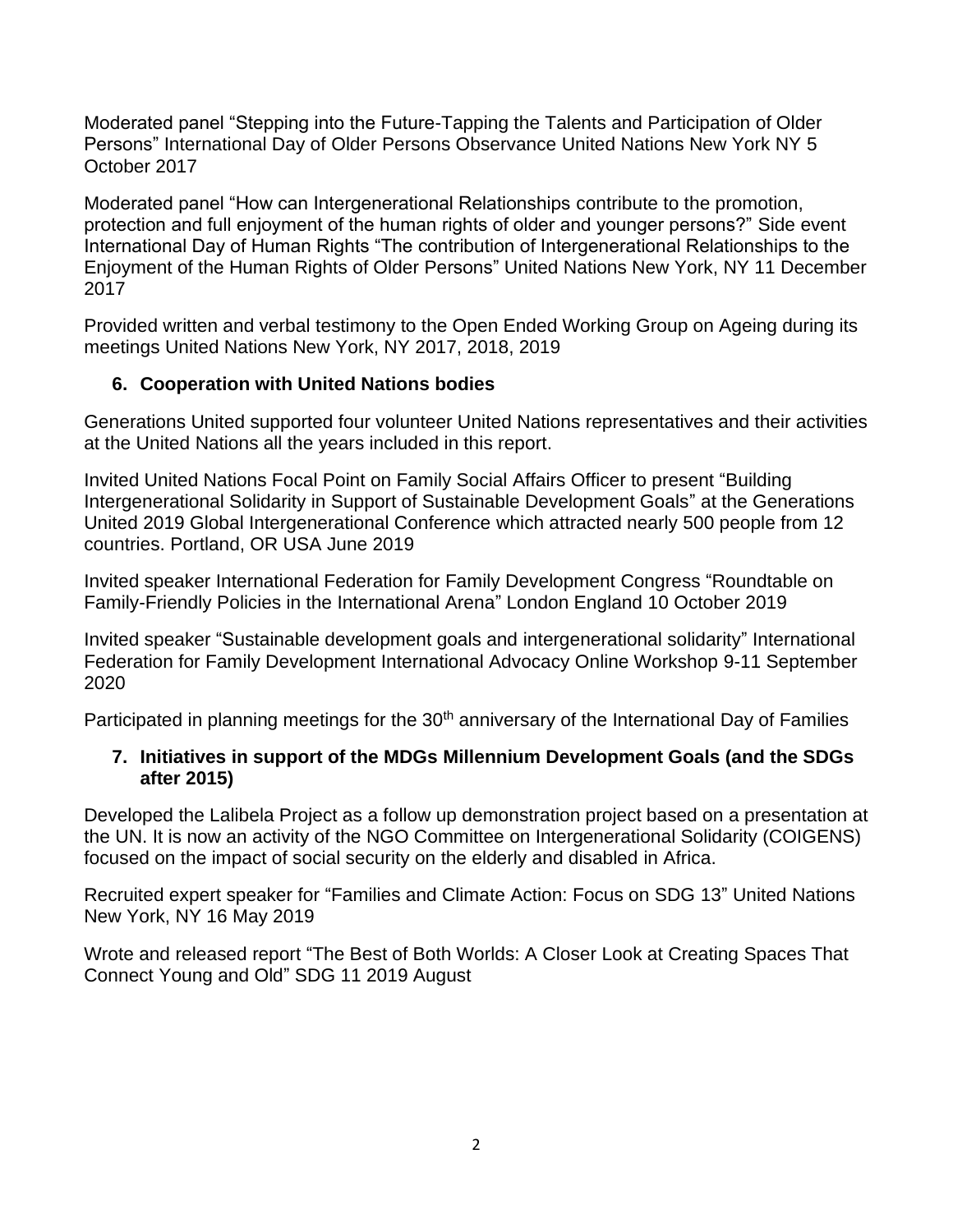Moderated panel “Stepping into the Future-Tapping the Talents and Participation of Older Persons” International Day of Older Persons Observance United Nations New York NY 5 October 2017

Moderated panel “How can Intergenerational Relationships contribute to the promotion, protection and full enjoyment of the human rights of older and younger persons?” Side event International Day of Human Rights “The contribution of Intergenerational Relationships to the Enjoyment of the Human Rights of Older Persons” United Nations New York, NY 11 December 2017

Provided written and verbal testimony to the Open Ended Working Group on Ageing during its meetings United Nations New York, NY 2017, 2018, 2019

6. **Cooperation with United Nations bodies**

Generations United supported four volunteer United Nations representatives and their activities at the United Nations all the years included in this report.

Invited United Nations Focal Point on Family Social Affairs Officer to present “Building Intergenerational Solidarity in Support of Sustainable Development Goals” at the Generations United 2019 Global Intergenerational Conference which attracted nearly 500 people from 12 countries. Portland, OR USA June 2019

Invited speaker International Federation for Family Development Congress “Roundtable on Family-Friendly Policies in the International Arena” London England 10 October 2019

Invited speaker “Sustainable development goals and intergenerational solidarity” International Federation for Family Development International Advocacy Online Workshop 9-11 September 2020

Participated in planning meetings for the 30th anniversary of the International Day of Families

7. **Initiatives in support of the MDGs Millennium Development Goals (and the SDGs after 2015)**

Developed the Lalibela Project as a follow up demonstration project based on a presentation at the UN. It is now an activity of the NGO Committee on Intergenerational Solidarity (COIGENS) focused on the impact of social security on the elderly and disabled in Africa.

Recruited expert speaker for “Families and Climate Action: Focus on SDG 13” United Nations New York, NY 16 May 2019

Wrote and released report “The Best of Both Worlds: A Closer Look at Creating Spaces That Connect Young and Old” SDG 11 2019 August